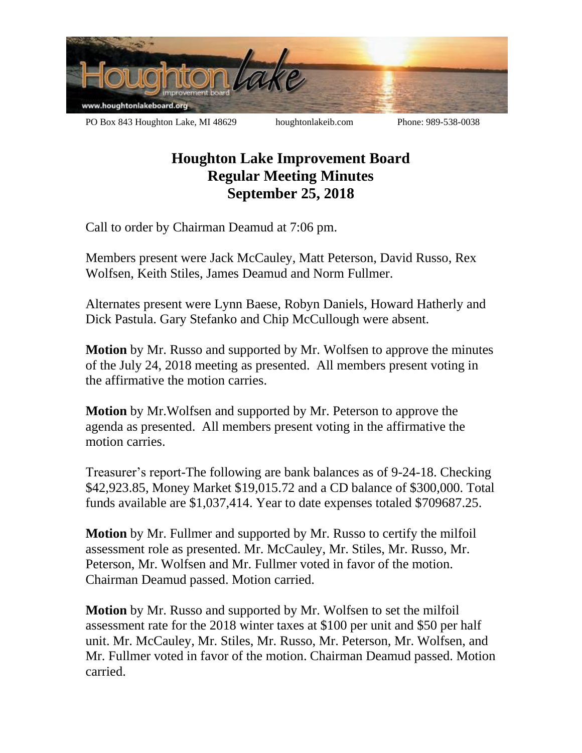PO Box 843 Houghton Lake, MI 48629 houghtonlakeib.com Phone: 989-538-0038

# Houghton Lake Improvement Board
## Regular Meeting Minutes
## September 25, 2018

Call to order by Chairman Deamud at 7:06 pm.

Members present were Jack McCauley, Matt Peterson, David Russo, Rex Wolfsen, Keith Stiles, James Deamud and Norm Fullmer.

Alternates present were Lynn Baese, Robyn Daniels, Howard Hatherly and Dick Pastula. Gary Stefanko and Chip McCullough were absent.

**Motion** by Mr. Russo and supported by Mr. Wolfsen to approve the minutes of the July 24, 2018 meeting as presented. All members present voting in the affirmative the motion carries.

**Motion** by Mr.Wolfsen and supported by Mr. Peterson to approve the agenda as presented. All members present voting in the affirmative the motion carries.

Treasurer's report-The following are bank balances as of 9-24-18. Checking $42,923.85, Money Market $19,015.72 and a CD balance of $300,000. Total funds available are $1,037,414. Year to date expenses totaled $709687.25.

**Motion** by Mr. Fullmer and supported by Mr. Russo to certify the milfoil assessment role as presented. Mr. McCauley, Mr. Stiles, Mr. Russo, Mr. Peterson, Mr. Wolfsen and Mr. Fullmer voted in favor of the motion. Chairman Deamud passed. Motion carried.

**Motion** by Mr. Russo and supported by Mr. Wolfsen to set the milfoil assessment rate for the 2018 winter taxes at $100 per unit and $50 per half unit. Mr. McCauley, Mr. Stiles, Mr. Russo, Mr. Peterson, Mr. Wolfsen, and Mr. Fullmer voted in favor of the motion. Chairman Deamud passed. Motion carried.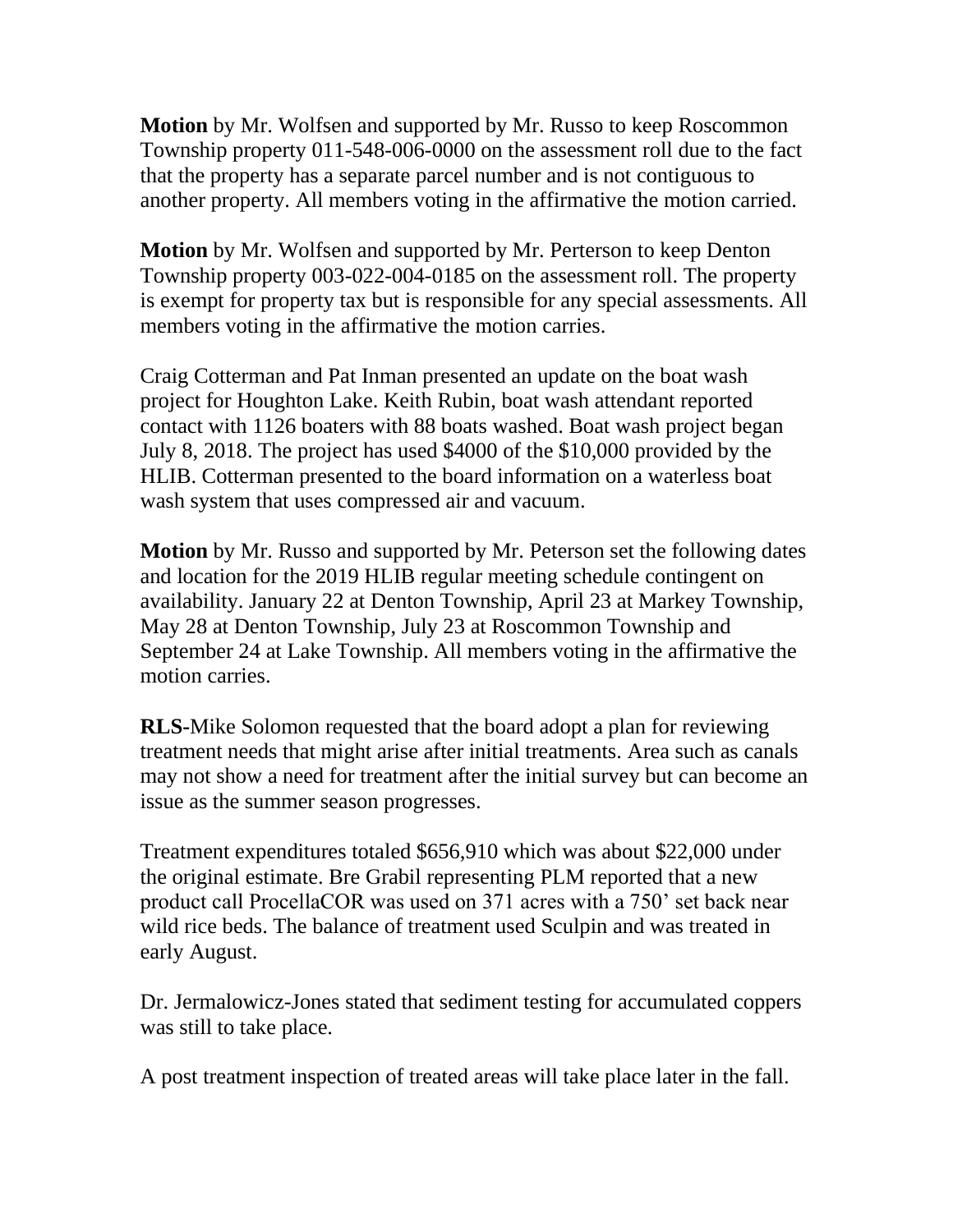**Motion** by Mr. Wolfsen and supported by Mr. Russo to keep Roscommon Township property 011-548-006-0000 on the assessment roll due to the fact that the property has a separate parcel number and is not contiguous to another property. All members voting in the affirmative the motion carried.

**Motion** by Mr. Wolfsen and supported by Mr. Perterson to keep Denton Township property 003-022-004-0185 on the assessment roll. The property is exempt for property tax but is responsible for any special assessments. All members voting in the affirmative the motion carries.

Craig Cotterman and Pat Inman presented an update on the boat wash project for Houghton Lake. Keith Rubin, boat wash attendant reported contact with 1126 boaters with 88 boats washed. Boat wash project began July 8, 2018. The project has used $4000 of the $10,000 provided by the HLIB. Cotterman presented to the board information on a waterless boat wash system that uses compressed air and vacuum.

**Motion** by Mr. Russo and supported by Mr. Peterson set the following dates and location for the 2019 HLIB regular meeting schedule contingent on availability. January 22 at Denton Township, April 23 at Markey Township, May 28 at Denton Township, July 23 at Roscommon Township and September 24 at Lake Township. All members voting in the affirmative the motion carries.

**RLS-**Mike Solomon requested that the board adopt a plan for reviewing treatment needs that might arise after initial treatments. Area such as canals may not show a need for treatment after the initial survey but can become an issue as the summer season progresses.

Treatment expenditures totaled $656,910 which was about $22,000 under the original estimate. Bre Grabil representing PLM reported that a new product call ProcellaCOR was used on 371 acres with a 750' set back near wild rice beds. The balance of treatment used Sculpin and was treated in early August.

Dr. Jermalowicz-Jones stated that sediment testing for accumulated coppers was still to take place.

A post treatment inspection of treated areas will take place later in the fall.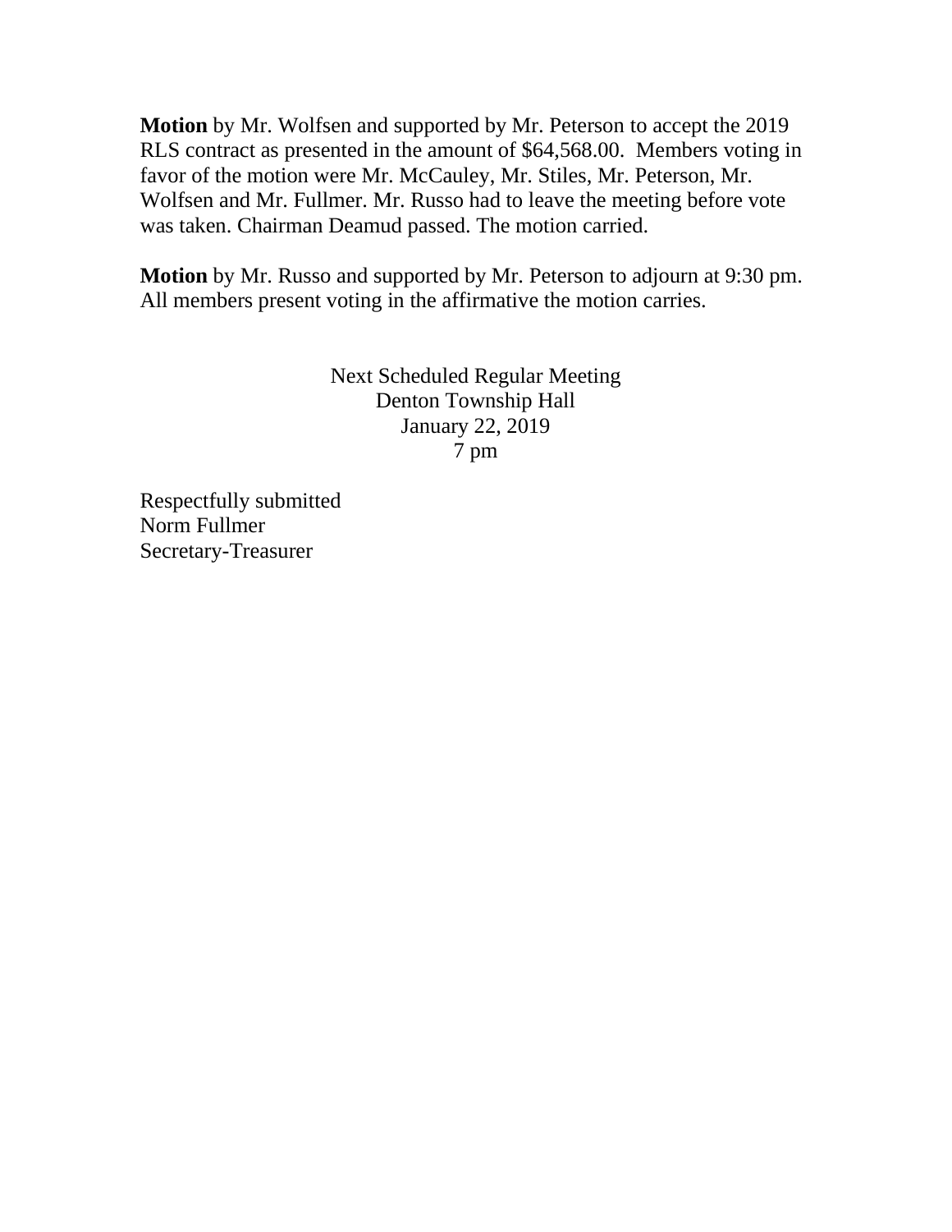**Motion** by Mr. Wolfsen and supported by Mr. Peterson to accept the 2019 RLS contract as presented in the amount of $64,568.00. Members voting in favor of the motion were Mr. McCauley, Mr. Stiles, Mr. Peterson, Mr. Wolfsen and Mr. Fullmer. Mr. Russo had to leave the meeting before vote was taken. Chairman Deamud passed. The motion carried.

**Motion** by Mr. Russo and supported by Mr. Peterson to adjourn at 9:30 pm. All members present voting in the affirmative the motion carries.

Next Scheduled Regular Meeting
Denton Township Hall
January 22, 2019
7 pm

Respectfully submitted
Norm Fullmer
Secretary-Treasurer